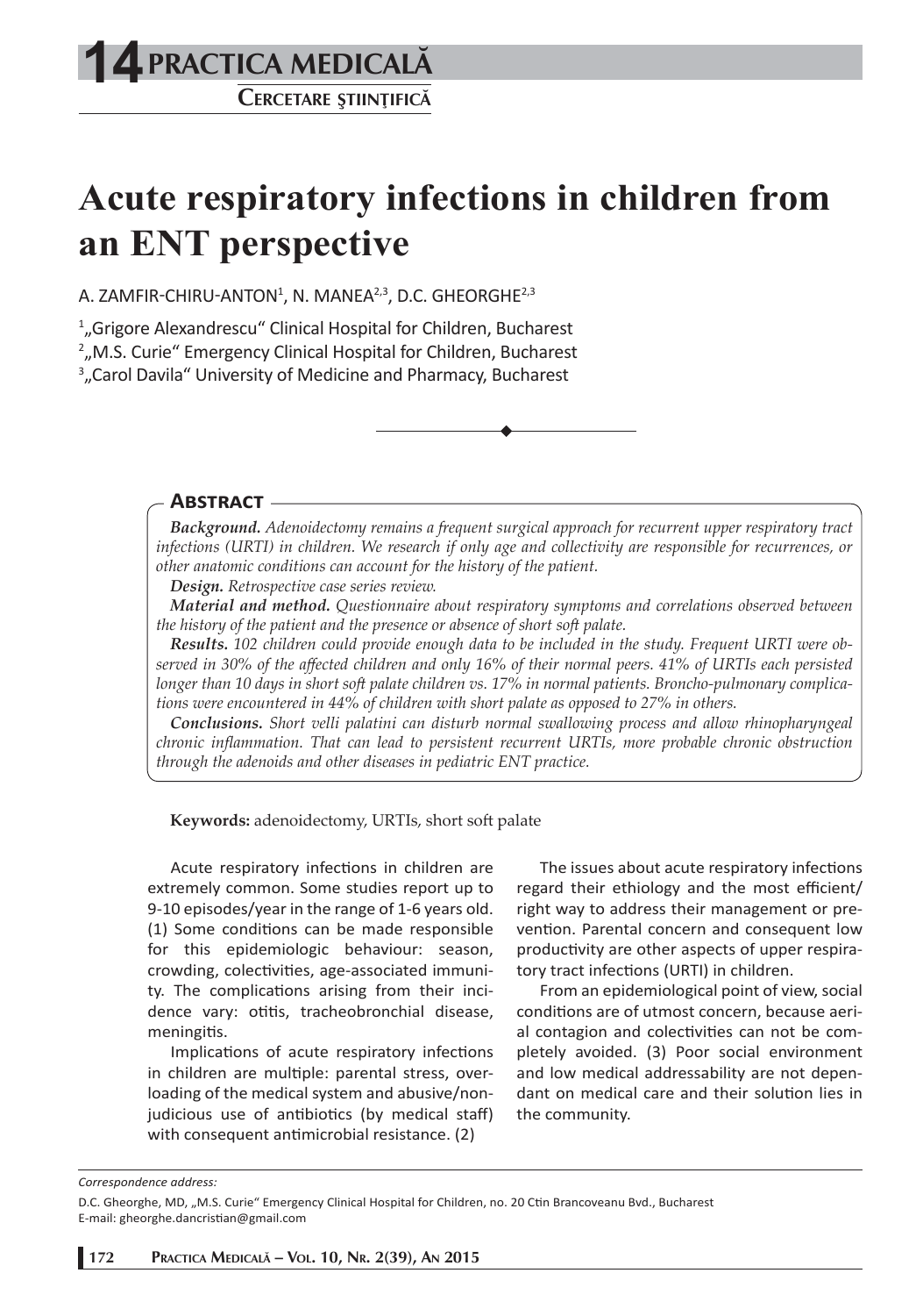# Acute respiratory infections in children from an ENT perspective

A. ZAMFIR-CHIRU-ANTON[1], N. MANEA[2,3], D.C. GHEORGHE[2,3]

[1]„Grigore Alexandrescu" Clinical Hospital for Children, Bucharest
[2]„M.S. Curie" Emergency Clinical Hospital for Children, Bucharest
[3]„Carol Davila" University of Medicine and Pharmacy, Bucharest

## Abstract

***Background.*** *Adenoidectomy remains a frequent surgical approach for recurrent upper respiratory tract infections (URTI) in children. We research if only age and collectivity are responsible for recurrences, or other anatomic conditions can account for the history of the patient.*

***Design.*** *Retrospective case series review.*

***Material and method.*** *Questionnaire about respiratory symptoms and correlations observed between the history of the patient and the presence or absence of short soft palate.*

***Results.*** *102 children could provide enough data to be included in the study. Frequent URTI were observed in 30% of the affected children and only 16% of their normal peers. 41% of URTIs each persisted longer than 10 days in short soft palate children vs. 17% in normal patients. Broncho-pulmonary complications were encountered in 44% of children with short palate as opposed to 27% in others.*

***Conclusions.*** *Short velli palatini can disturb normal swallowing process and allow rhinopharyngeal chronic inflammation. That can lead to persistent recurrent URTIs, more probable chronic obstruction through the adenoids and other diseases in pediatric ENT practice.*

**Keywords:** adenoidectomy, URTIs, short soft palate

Acute respiratory infections in children are extremely common. Some studies report up to 9-10 episodes/year in the range of 1-6 years old. (1) Some conditions can be made responsible for this epidemiologic behaviour: season, crowding, colectivities, age-associated immunity. The complications arising from their incidence vary: otitis, tracheobronchial disease, meningitis.

Implications of acute respiratory infections in children are multiple: parental stress, overloading of the medical system and abusive/non-judicious use of antibiotics (by medical staff) with consequent antimicrobial resistance. (2)

The issues about acute respiratory infections regard their ethiology and the most efficient/right way to address their management or prevention. Parental concern and consequent low productivity are other aspects of upper respiratory tract infections (URTI) in children.

From an epidemiological point of view, social conditions are of utmost concern, because aerial contagion and colectivities can not be completely avoided. (3) Poor social environment and low medical addressability are not dependant on medical care and their solution lies in the community.

*Correspondence address:*

D.C. Gheorghe, MD, „M.S. Curie" Emergency Clinical Hospital for Children, no. 20 Ctin Brancoveanu Bvd., Bucharest
E-mail: gheorghe.dancristian@gmail.com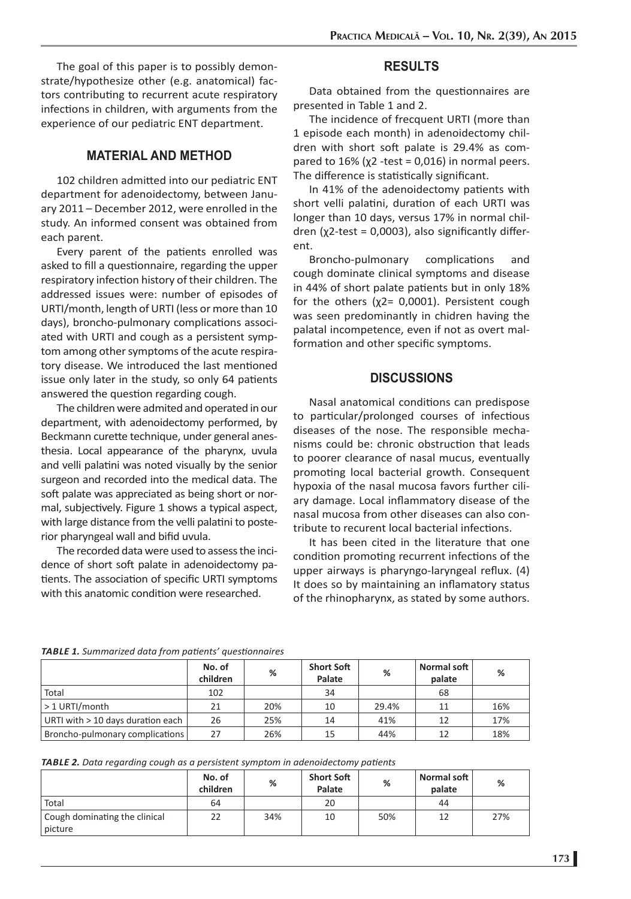The goal of this paper is to possibly demonstrate/hypothesize other (e.g. anatomical) factors contributing to recurrent acute respiratory infections in children, with arguments from the experience of our pediatric ENT department.

## MATERIAL AND METHOD

102 children admitted into our pediatric ENT department for adenoidectomy, between January 2011 – December 2012, were enrolled in the study. An informed consent was obtained from each parent.

Every parent of the patients enrolled was asked to fill a questionnaire, regarding the upper respiratory infection history of their children. The addressed issues were: number of episodes of URTI/month, length of URTI (less or more than 10 days), broncho-pulmonary complications associated with URTI and cough as a persistent symptom among other symptoms of the acute respiratory disease. We introduced the last mentioned issue only later in the study, so only 64 patients answered the question regarding cough.

The children were admited and operated in our department, with adenoidectomy performed, by Beckmann curette technique, under general anesthesia. Local appearance of the pharynx, uvula and velli palatini was noted visually by the senior surgeon and recorded into the medical data. The soft palate was appreciated as being short or normal, subjectively. Figure 1 shows a typical aspect, with large distance from the velli palatini to posterior pharyngeal wall and bifid uvula.

The recorded data were used to assess the incidence of short soft palate in adenoidectomy patients. The association of specific URTI symptoms with this anatomic condition were researched.

## RESULTS

Data obtained from the questionnaires are presented in Table 1 and 2.

The incidence of frecquent URTI (more than 1 episode each month) in adenoidectomy children with short soft palate is 29.4% as compared to 16% ($\chi^2$ -test = 0,016) in normal peers. The difference is statistically significant.

In 41% of the adenoidectomy patients with short velli palatini, duration of each URTI was longer than 10 days, versus 17% in normal children ($\chi^2$-test = 0,0003), also significantly different.

Broncho-pulmonary complications and cough dominate clinical symptoms and disease in 44% of short palate patients but in only 18% for the others ($\chi^2$= 0,0001). Persistent cough was seen predominantly in chidren having the palatal incompetence, even if not as overt malformation and other specific symptoms.

## DISCUSSIONS

Nasal anatomical conditions can predispose to particular/prolonged courses of infectious diseases of the nose. The responsible mechanisms could be: chronic obstruction that leads to poorer clearance of nasal mucus, eventually promoting local bacterial growth. Consequent hypoxia of the nasal mucosa favors further ciliary damage. Local inflammatory disease of the nasal mucosa from other diseases can also contribute to recurent local bacterial infections.

It has been cited in the literature that one condition promoting recurrent infections of the upper airways is pharyngo-laryngeal reflux. (4) It does so by maintaining an inflamatory status of the rhinopharynx, as stated by some authors.

*TABLE 1. Summarized data from patients' questionnaires*

| | No. of children | % | Short Soft Palate | % | Normal soft palate | % |
|---|---|---|---|---|---|---|
| Total | 102 | | 34 | | 68 | |
| > 1 URTI/month | 21 | 20% | 10 | 29.4% | 11 | 16% |
| URTI with > 10 days duration each | 26 | 25% | 14 | 41% | 12 | 17% |
| Broncho-pulmonary complications | 27 | 26% | 15 | 44% | 12 | 18% |

*TABLE 2. Data regarding cough as a persistent symptom in adenoidectomy patients*

| | No. of children | % | Short Soft Palate | % | Normal soft palate | % |
|---|---|---|---|---|---|---|
| Total | 64 | | 20 | | 44 | |
| Cough dominating the clinical picture | 22 | 34% | 10 | 50% | 12 | 27% |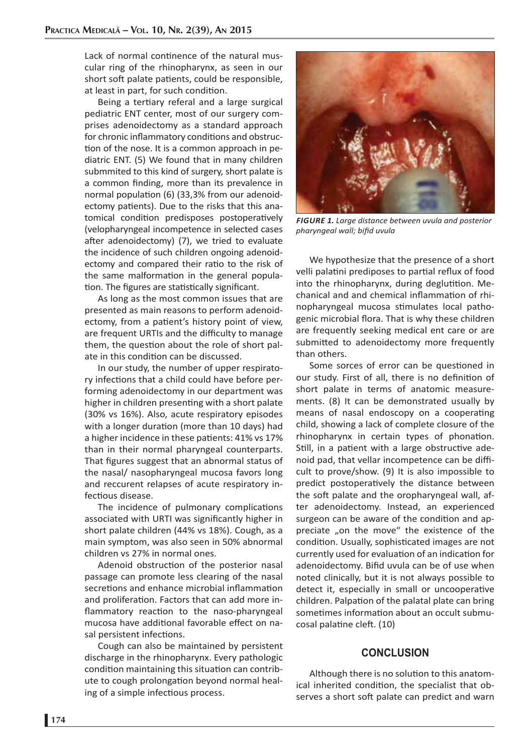Lack of normal continence of the natural muscular ring of the rhinopharynx, as seen in our short soft palate patients, could be responsible, at least in part, for such condition.

Being a tertiary referal and a large surgical pediatric ENT center, most of our surgery comprises adenoidectomy as a standard approach for chronic inflammatory conditions and obstruction of the nose. It is a common approach in pediatric ENT. (5) We found that in many children submmited to this kind of surgery, short palate is a common finding, more than its prevalence in normal population (6) (33,3% from our adenoidectomy patients). Due to the risks that this anatomical condition predisposes postoperatively (velopharyngeal incompetence in selected cases after adenoidectomy) (7), we tried to evaluate the incidence of such children ongoing adenoidectomy and compared their ratio to the risk of the same malformation in the general population. The figures are statistically significant.

As long as the most common issues that are presented as main reasons to perform adenoidectomy, from a patient's history point of view, are frequent URTIs and the difficulty to manage them, the question about the role of short palate in this condition can be discussed.

In our study, the number of upper respiratory infections that a child could have before performing adenoidectomy in our department was higher in children presenting with a short palate (30% vs 16%). Also, acute respiratory episodes with a longer duration (more than 10 days) had a higher incidence in these patients: 41% vs 17% than in their normal pharyngeal counterparts. That figures suggest that an abnormal status of the nasal/ nasopharyngeal mucosa favors long and reccurent relapses of acute respiratory infectious disease.

The incidence of pulmonary complications associated with URTI was significantly higher in short palate children (44% vs 18%). Cough, as a main symptom, was also seen in 50% abnormal children vs 27% in normal ones.

Adenoid obstruction of the posterior nasal passage can promote less clearing of the nasal secretions and enhance microbial inflammation and proliferation. Factors that can add more inflammatory reaction to the naso-pharyngeal mucosa have additional favorable effect on nasal persistent infections.

Cough can also be maintained by persistent discharge in the rhinopharynx. Every pathologic condition maintaining this situation can contribute to cough prolongation beyond normal healing of a simple infectious process.

*FIGURE 1. Large distance between uvula and posterior pharyngeal wall; bifid uvula*

We hypothesize that the presence of a short velli palatini prediposes to partial reflux of food into the rhinopharynx, during deglutition. Mechanical and and chemical inflammation of rhinopharyngeal mucosa stimulates local pathogenic microbial flora. That is why these children are frequently seeking medical ent care or are submitted to adenoidectomy more frequently than others.

Some sorces of error can be questioned in our study. First of all, there is no definition of short palate in terms of anatomic measurements. (8) It can be demonstrated usually by means of nasal endoscopy on a cooperating child, showing a lack of complete closure of the rhinopharynx in certain types of phonation. Still, in a patient with a large obstructive adenoid pad, that vellar incompetence can be difficult to prove/show. (9) It is also impossible to predict postoperatively the distance between the soft palate and the oropharyngeal wall, after adenoidectomy. Instead, an experienced surgeon can be aware of the condition and appreciate „on the move" the existence of the condition. Usually, sophisticated images are not currently used for evaluation of an indication for adenoidectomy. Bifid uvula can be of use when noted clinically, but it is not always possible to detect it, especially in small or uncooperative children. Palpation of the palatal plate can bring sometimes information about an occult submucosal palatine cleft. (10)

## CONCLUSION

Although there is no solution to this anatomical inherited condition, the specialist that observes a short soft palate can predict and warn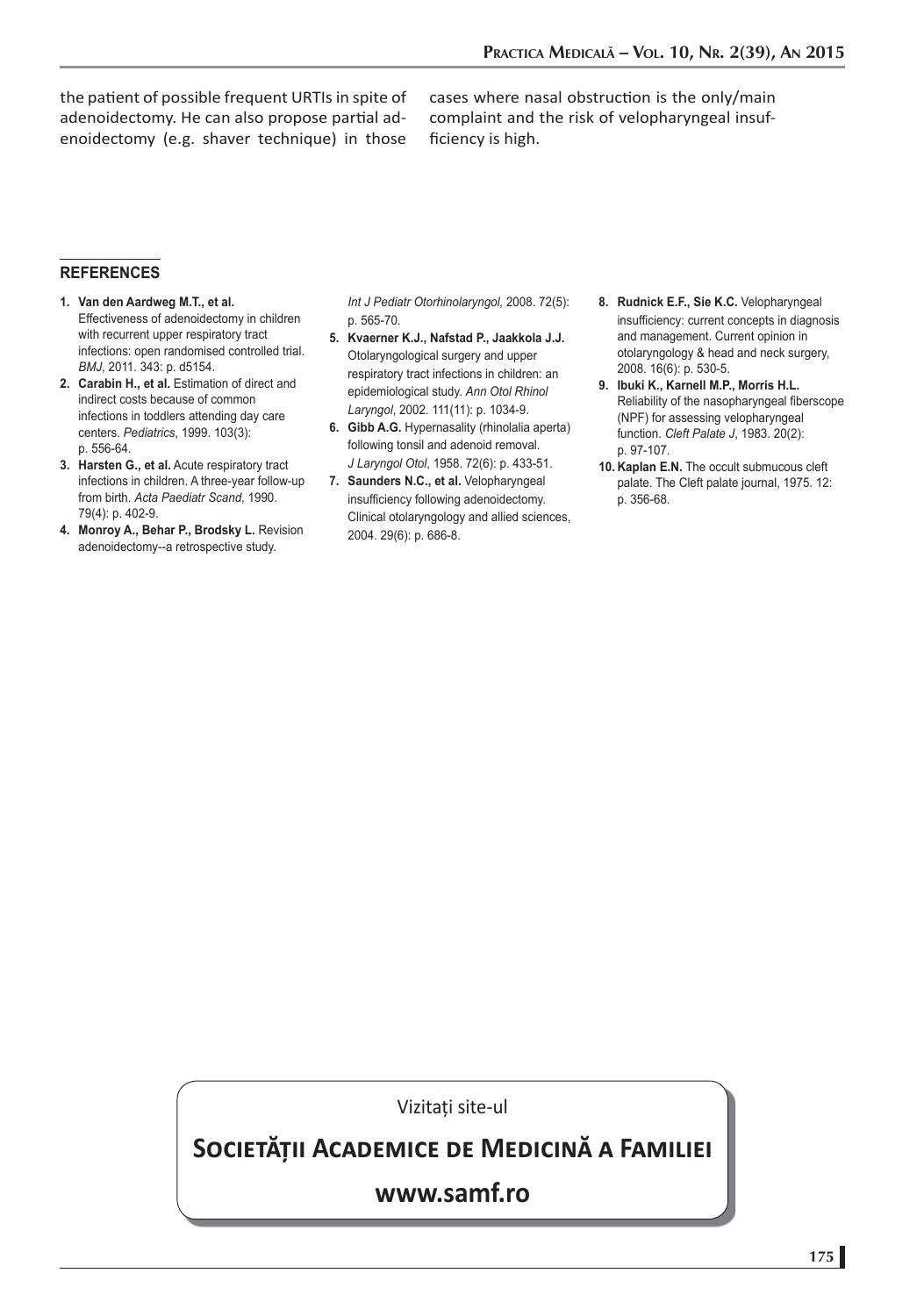the patient of possible frequent URTIs in spite of adenoidectomy. He can also propose partial adenoidectomy (e.g. shaver technique) in those cases where nasal obstruction is the only/main complaint and the risk of velopharyngeal insufficiency is high.

## REFERENCES

1. **Van den Aardweg M.T., et al.** Effectiveness of adenoidectomy in children with recurrent upper respiratory tract infections: open randomised controlled trial. *BMJ*, 2011. 343: p. d5154.
2. **Carabin H., et al.** Estimation of direct and indirect costs because of common infections in toddlers attending day care centers. *Pediatrics*, 1999. 103(3): p. 556-64.
3. **Harsten G., et al.** Acute respiratory tract infections in children. A three-year follow-up from birth. *Acta Paediatr Scand*, 1990. 79(4): p. 402-9.
4. **Monroy A., Behar P., Brodsky L.** Revision adenoidectomy--a retrospective study. *Int J Pediatr Otorhinolaryngol,* 2008. 72(5): p. 565-70.
5. **Kvaerner K.J., Nafstad P., Jaakkola J.J.** Otolaryngological surgery and upper respiratory tract infections in children: an epidemiological study. *Ann Otol Rhinol Laryngol*, 2002. 111(11): p. 1034-9.
6. **Gibb A.G.** Hypernasality (rhinolalia aperta) following tonsil and adenoid removal. *J Laryngol Otol*, 1958. 72(6): p. 433-51.
7. **Saunders N.C., et al.** Velopharyngeal insufficiency following adenoidectomy. Clinical otolaryngology and allied sciences, 2004. 29(6): p. 686-8.
8. **Rudnick E.F., Sie K.C.** Velopharyngeal insufficiency: current concepts in diagnosis and management. Current opinion in otolaryngology & head and neck surgery, 2008. 16(6): p. 530-5.
9. **Ibuki K., Karnell M.P., Morris H.L.** Reliability of the nasopharyngeal fiberscope (NPF) for assessing velopharyngeal function. *Cleft Palate J*, 1983. 20(2): p. 97-107.
10. **Kaplan E.N.** The occult submucous cleft palate. The Cleft palate journal, 1975. 12: p. 356-68.

Vizitați site-ul

**Societății Academice de Medicină a Familiei**

**www.samf.ro**